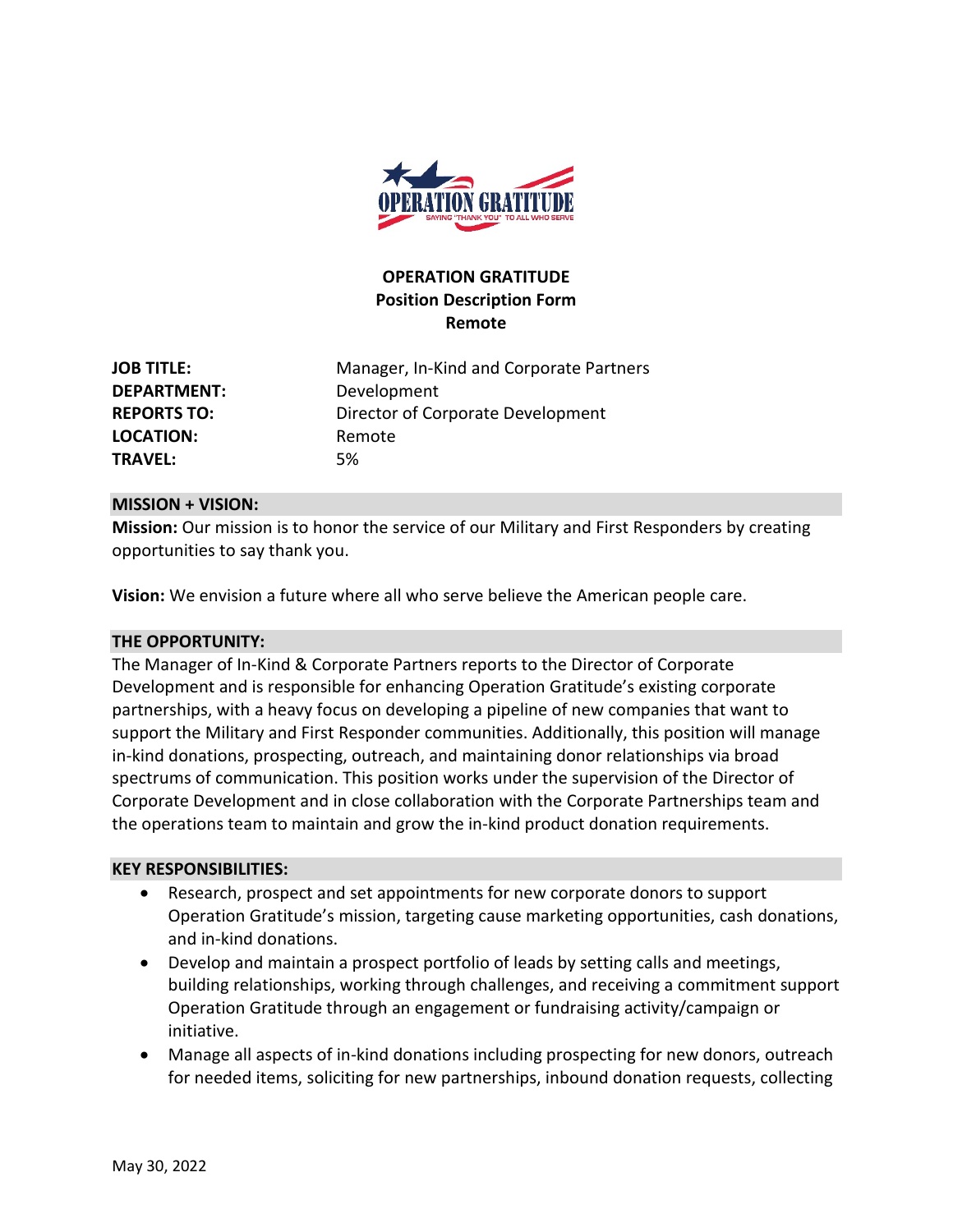**OPERATION GRATITUDE**
**Position Description Form**
**Remote**

| | |
|---|---|
| **JOB TITLE:** | Manager, In-Kind and Corporate Partners |
| **DEPARTMENT:** | Development |
| **REPORTS TO:** | Director of Corporate Development |
| **LOCATION:** | Remote |
| **TRAVEL:** | 5% |

## MISSION + VISION:

**Mission:** Our mission is to honor the service of our Military and First Responders by creating opportunities to say thank you.

**Vision:** We envision a future where all who serve believe the American people care.

## THE OPPORTUNITY:

The Manager of In-Kind & Corporate Partners reports to the Director of Corporate Development and is responsible for enhancing Operation Gratitude's existing corporate partnerships, with a heavy focus on developing a pipeline of new companies that want to support the Military and First Responder communities. Additionally, this position will manage in-kind donations, prospecting, outreach, and maintaining donor relationships via broad spectrums of communication. This position works under the supervision of the Director of Corporate Development and in close collaboration with the Corporate Partnerships team and the operations team to maintain and grow the in-kind product donation requirements.

## KEY RESPONSIBILITIES:

- Research, prospect and set appointments for new corporate donors to support Operation Gratitude's mission, targeting cause marketing opportunities, cash donations, and in-kind donations.
- Develop and maintain a prospect portfolio of leads by setting calls and meetings, building relationships, working through challenges, and receiving a commitment support Operation Gratitude through an engagement or fundraising activity/campaign or initiative.
- Manage all aspects of in-kind donations including prospecting for new donors, outreach for needed items, soliciting for new partnerships, inbound donation requests, collecting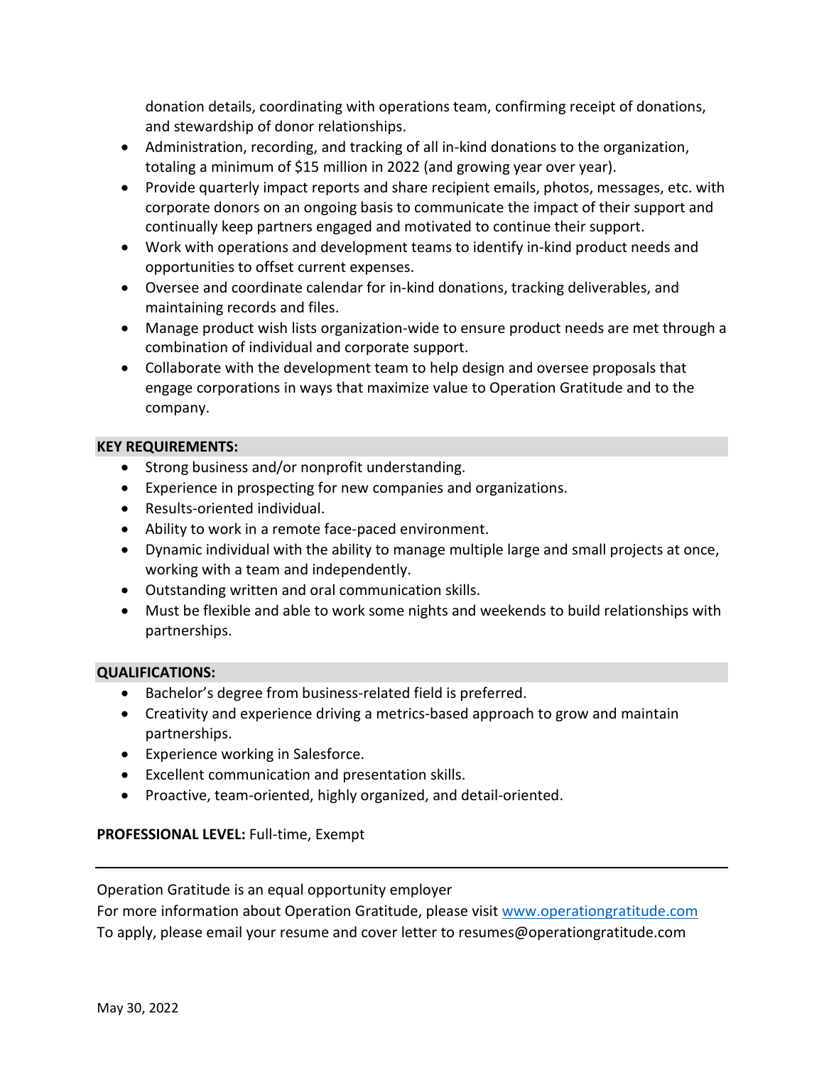donation details, coordinating with operations team, confirming receipt of donations, and stewardship of donor relationships.

- Administration, recording, and tracking of all in-kind donations to the organization, totaling a minimum of $15 million in 2022 (and growing year over year).
- Provide quarterly impact reports and share recipient emails, photos, messages, etc. with corporate donors on an ongoing basis to communicate the impact of their support and continually keep partners engaged and motivated to continue their support.
- Work with operations and development teams to identify in-kind product needs and opportunities to offset current expenses.
- Oversee and coordinate calendar for in-kind donations, tracking deliverables, and maintaining records and files.
- Manage product wish lists organization-wide to ensure product needs are met through a combination of individual and corporate support.
- Collaborate with the development team to help design and oversee proposals that engage corporations in ways that maximize value to Operation Gratitude and to the company.

**KEY REQUIREMENTS:**

- Strong business and/or nonprofit understanding.
- Experience in prospecting for new companies and organizations.
- Results-oriented individual.
- Ability to work in a remote face-paced environment.
- Dynamic individual with the ability to manage multiple large and small projects at once, working with a team and independently.
- Outstanding written and oral communication skills.
- Must be flexible and able to work some nights and weekends to build relationships with partnerships.

**QUALIFICATIONS:**

- Bachelor's degree from business-related field is preferred.
- Creativity and experience driving a metrics-based approach to grow and maintain partnerships.
- Experience working in Salesforce.
- Excellent communication and presentation skills.
- Proactive, team-oriented, highly organized, and detail-oriented.

**PROFESSIONAL LEVEL:** Full-time, Exempt

---

Operation Gratitude is an equal opportunity employer

For more information about Operation Gratitude, please visit [www.operationgratitude.com](http://www.operationgratitude.com)

To apply, please email your resume and cover letter to resumes@operationgratitude.com

May 30, 2022